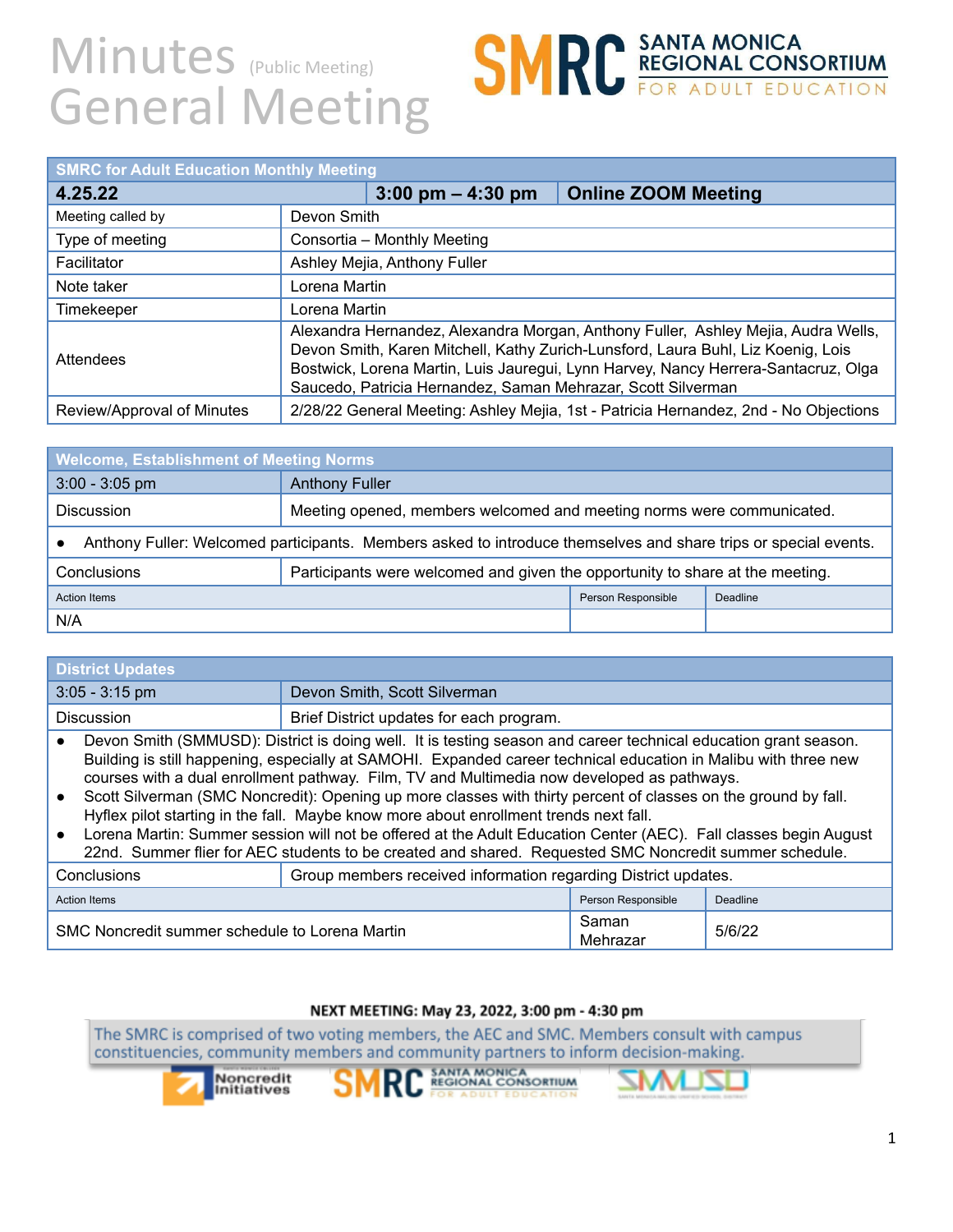# Minutes (Public Meeting)
# General Meeting

SMRC SANTA MONICA REGIONAL CONSORTIUM FOR ADULT EDUCATION

| SMRC for Adult Education Monthly Meeting | | | |
|---|---|---|---|
| **4.25.22** | | **3:00 pm – 4:30 pm** | **Online ZOOM Meeting** |
| Meeting called by | Devon Smith | | |
| Type of meeting | Consortia – Monthly Meeting | | |
| Facilitator | Ashley Mejia, Anthony Fuller | | |
| Note taker | Lorena Martin | | |
| Timekeeper | Lorena Martin | | |
| Attendees | Alexandra Hernandez, Alexandra Morgan, Anthony Fuller, Ashley Mejia, Audra Wells, Devon Smith, Karen Mitchell, Kathy Zurich-Lunsford, Laura Buhl, Liz Koenig, Lois Bostwick, Lorena Martin, Luis Jauregui, Lynn Harvey, Nancy Herrera-Santacruz, Olga Saucedo, Patricia Hernandez, Saman Mehrazar, Scott Silverman | | |
| Review/Approval of Minutes | 2/28/22 General Meeting: Ashley Mejia, 1st - Patricia Hernandez, 2nd - No Objections | | |

| Welcome, Establishment of Meeting Norms | | | |
|---|---|---|---|
| 3:00 - 3:05 pm | Anthony Fuller | | |
| Discussion | Meeting opened, members welcomed and meeting norms were communicated. | | |

- Anthony Fuller: Welcomed participants. Members asked to introduce themselves and share trips or special events.

| Conclusions | Participants were welcomed and given the opportunity to share at the meeting. | |
|---|---|---|
| Action Items | Person Responsible | Deadline |
| N/A | | |

| District Updates | |
|---|---|
| 3:05 - 3:15 pm | Devon Smith, Scott Silverman |
| Discussion | Brief District updates for each program. |

- Devon Smith (SMMUSD): District is doing well. It is testing season and career technical education grant season. Building is still happening, especially at SAMOHI. Expanded career technical education in Malibu with three new courses with a dual enrollment pathway. Film, TV and Multimedia now developed as pathways.
- Scott Silverman (SMC Noncredit): Opening up more classes with thirty percent of classes on the ground by fall. Hyflex pilot starting in the fall. Maybe know more about enrollment trends next fall.
- Lorena Martin: Summer session will not be offered at the Adult Education Center (AEC). Fall classes begin August 22nd. Summer flier for AEC students to be created and shared. Requested SMC Noncredit summer schedule.

| Conclusions | Group members received information regarding District updates. | |
|---|---|---|
| Action Items | Person Responsible | Deadline |
| SMC Noncredit summer schedule to Lorena Martin | Saman Mehrazar | 5/6/22 |

**NEXT MEETING: May 23, 2022, 3:00 pm - 4:30 pm**

The SMRC is comprised of two voting members, the AEC and SMC. Members consult with campus constituencies, community members and community partners to inform decision-making.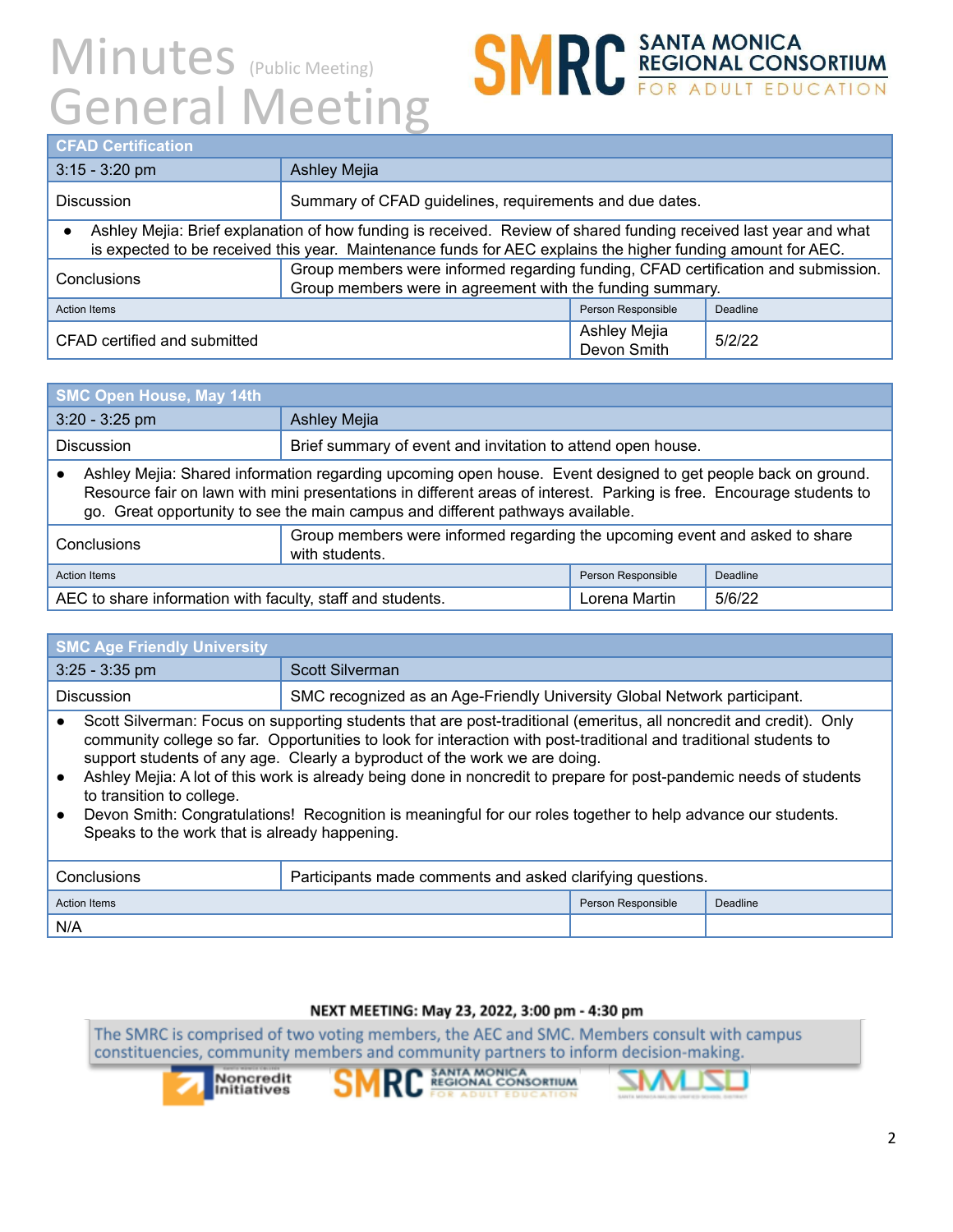# Minutes (Public Meeting) General Meeting

**SMRC** SANTA MONICA REGIONAL CONSORTIUM FOR ADULT EDUCATION

| CFAD Certification | | | |
|---|---|---|---|
| 3:15 - 3:20 pm | Ashley Mejia | | |
| Discussion | Summary of CFAD guidelines, requirements and due dates. | | |
| • Ashley Mejia: Brief explanation of how funding is received. Review of shared funding received last year and what is expected to be received this year. Maintenance funds for AEC explains the higher funding amount for AEC. | | | |
| Conclusions | Group members were informed regarding funding, CFAD certification and submission. Group members were in agreement with the funding summary. | | |
| Action Items | | Person Responsible | Deadline |
| CFAD certified and submitted | | Ashley Mejia<br>Devon Smith | 5/2/22 |

| SMC Open House, May 14th | | | |
|---|---|---|---|
| 3:20 - 3:25 pm | Ashley Mejia | | |
| Discussion | Brief summary of event and invitation to attend open house. | | |
| • Ashley Mejia: Shared information regarding upcoming open house. Event designed to get people back on ground. Resource fair on lawn with mini presentations in different areas of interest. Parking is free. Encourage students to go. Great opportunity to see the main campus and different pathways available. | | | |
| Conclusions | Group members were informed regarding the upcoming event and asked to share with students. | | |
| Action Items | | Person Responsible | Deadline |
| AEC to share information with faculty, staff and students. | | Lorena Martin | 5/6/22 |

| SMC Age Friendly University | | | |
|---|---|---|---|
| 3:25 - 3:35 pm | Scott Silverman | | |
| Discussion | SMC recognized as an Age-Friendly University Global Network participant. | | |
| • Scott Silverman: Focus on supporting students that are post-traditional (emeritus, all noncredit and credit). Only community college so far. Opportunities to look for interaction with post-traditional and traditional students to support students of any age. Clearly a byproduct of the work we are doing.<br>• Ashley Mejia: A lot of this work is already being done in noncredit to prepare for post-pandemic needs of students to transition to college.<br>• Devon Smith: Congratulations! Recognition is meaningful for our roles together to help advance our students. Speaks to the work that is already happening. | | | |
| Conclusions | Participants made comments and asked clarifying questions. | | |
| Action Items | | Person Responsible | Deadline |
| N/A | | | |

**NEXT MEETING: May 23, 2022, 3:00 pm - 4:30 pm**

The SMRC is comprised of two voting members, the AEC and SMC. Members consult with campus constituencies, community members and community partners to inform decision-making.

Noncredit Initiatives | SMRC SANTA MONICA REGIONAL CONSORTIUM FOR ADULT EDUCATION | SMMUSD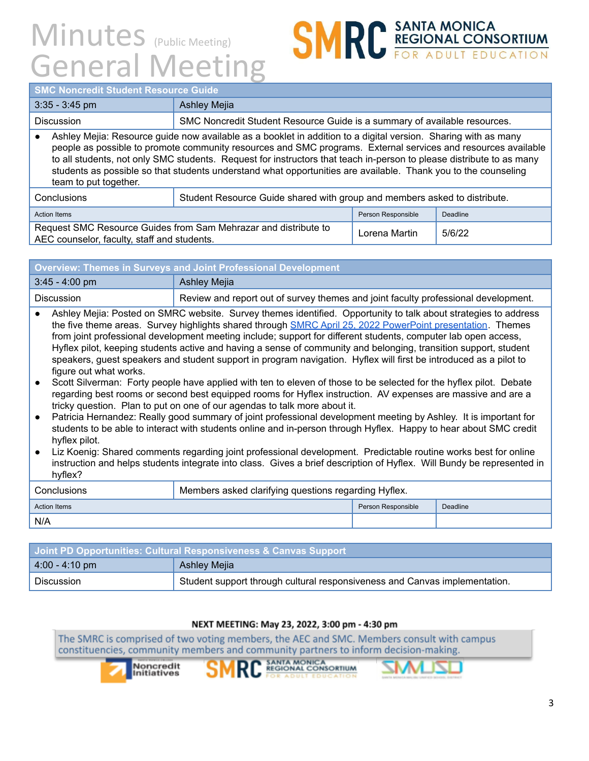# Minutes (Public Meeting) General Meeting

SANTA MONICA REGIONAL CONSORTIUM FOR ADULT EDUCATION

| SMC Noncredit Student Resource Guide | | | |
|---|---|---|---|
| 3:35 - 3:45 pm | Ashley Mejia | | |
| Discussion | SMC Noncredit Student Resource Guide is a summary of available resources. | | |

- Ashley Mejia: Resource guide now available as a booklet in addition to a digital version. Sharing with as many people as possible to promote community resources and SMC programs. External services and resources available to all students, not only SMC students. Request for instructors that teach in-person to please distribute to as many students as possible so that students understand what opportunities are available. Thank you to the counseling team to put together.

| Conclusions | Student Resource Guide shared with group and members asked to distribute. | |
|---|---|---|
| **Action Items** | **Person Responsible** | **Deadline** |
| Request SMC Resource Guides from Sam Mehrazar and distribute to AEC counselor, faculty, staff and students. | Lorena Martin | 5/6/22 |

| Overview: Themes in Surveys and Joint Professional Development | |
|---|---|
| 3:45 - 4:00 pm | Ashley Mejia |
| Discussion | Review and report out of survey themes and joint faculty professional development. |

- Ashley Mejia: Posted on SMRC website. Survey themes identified. Opportunity to talk about strategies to address the five theme areas. Survey highlights shared through [SMRC April 25, 2022 PowerPoint presentation](). Themes from joint professional development meeting include; support for different students, computer lab open access, Hyflex pilot, keeping students active and having a sense of community and belonging, transition support, student speakers, guest speakers and student support in program navigation. Hyflex will first be introduced as a pilot to figure out what works.
- Scott Silverman: Forty people have applied with ten to eleven of those to be selected for the hyflex pilot. Debate regarding best rooms or second best equipped rooms for Hyflex instruction. AV expenses are massive and are a tricky question. Plan to put on one of our agendas to talk more about it.
- Patricia Hernandez: Really good summary of joint professional development meeting by Ashley. It is important for students to be able to interact with students online and in-person through Hyflex. Happy to hear about SMC credit hyflex pilot.
- Liz Koenig: Shared comments regarding joint professional development. Predictable routine works best for online instruction and helps students integrate into class. Gives a brief description of Hyflex. Will Bundy be represented in hyflex?

| Conclusions | Members asked clarifying questions regarding Hyflex. | |
|---|---|---|
| **Action Items** | **Person Responsible** | **Deadline** |
| N/A | | |

| Joint PD Opportunities: Cultural Responsiveness & Canvas Support | |
|---|---|
| 4:00 - 4:10 pm | Ashley Mejia |
| Discussion | Student support through cultural responsiveness and Canvas implementation. |

**NEXT MEETING: May 23, 2022, 3:00 pm - 4:30 pm**

The SMRC is comprised of two voting members, the AEC and SMC. Members consult with campus constituencies, community members and community partners to inform decision-making.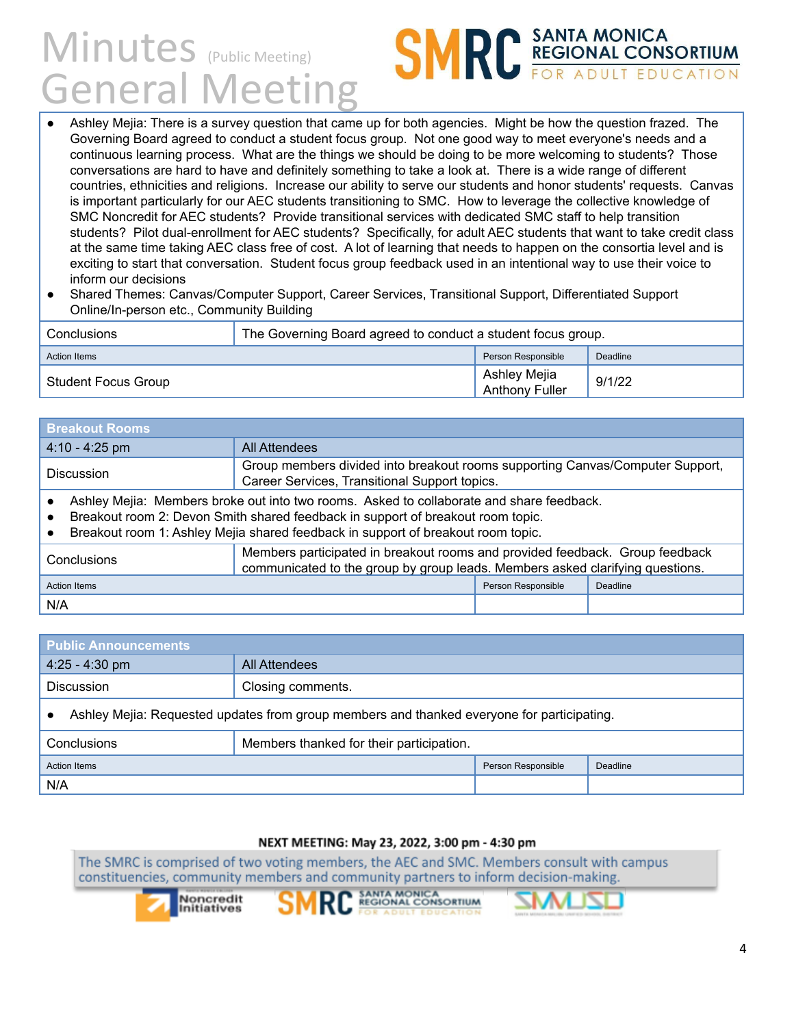- Ashley Mejia: There is a survey question that came up for both agencies. Might be how the question frazed. The Governing Board agreed to conduct a student focus group. Not one good way to meet everyone's needs and a continuous learning process. What are the things we should be doing to be more welcoming to students? Those conversations are hard to have and definitely something to take a look at. There is a wide range of different countries, ethnicities and religions. Increase our ability to serve our students and honor students' requests. Canvas is important particularly for our AEC students transitioning to SMC. How to leverage the collective knowledge of SMC Noncredit for AEC students? Provide transitional services with dedicated SMC staff to help transition students? Pilot dual-enrollment for AEC students? Specifically, for adult AEC students that want to take credit class at the same time taking AEC class free of cost. A lot of learning that needs to happen on the consortia level and is exciting to start that conversation. Student focus group feedback used in an intentional way to use their voice to inform our decisions
- Shared Themes: Canvas/Computer Support, Career Services, Transitional Support, Differentiated Support Online/In-person etc., Community Building

| | |
|---|---|
| Conclusions | The Governing Board agreed to conduct a student focus group. |

| Action Items | Person Responsible | Deadline |
|---|---|---|
| Student Focus Group | Ashley Mejia<br>Anthony Fuller | 9/1/22 |

| Breakout Rooms | |
|---|---|
| 4:10 - 4:25 pm | All Attendees |
| Discussion | Group members divided into breakout rooms supporting Canvas/Computer Support, Career Services, Transitional Support topics. |

- Ashley Mejia: Members broke out into two rooms. Asked to collaborate and share feedback.
- Breakout room 2: Devon Smith shared feedback in support of breakout room topic.
- Breakout room 1: Ashley Mejia shared feedback in support of breakout room topic.

| | |
|---|---|
| Conclusions | Members participated in breakout rooms and provided feedback. Group feedback communicated to the group by group leads. Members asked clarifying questions. |

| Action Items | Person Responsible | Deadline |
|---|---|---|
| N/A | | |

| Public Announcements | |
|---|---|
| 4:25 - 4:30 pm | All Attendees |
| Discussion | Closing comments. |

- Ashley Mejia: Requested updates from group members and thanked everyone for participating.

| | |
|---|---|
| Conclusions | Members thanked for their participation. |

| Action Items | Person Responsible | Deadline |
|---|---|---|
| N/A | | |

**NEXT MEETING: May 23, 2022, 3:00 pm - 4:30 pm**

The SMRC is comprised of two voting members, the AEC and SMC. Members consult with campus constituencies, community members and community partners to inform decision-making.